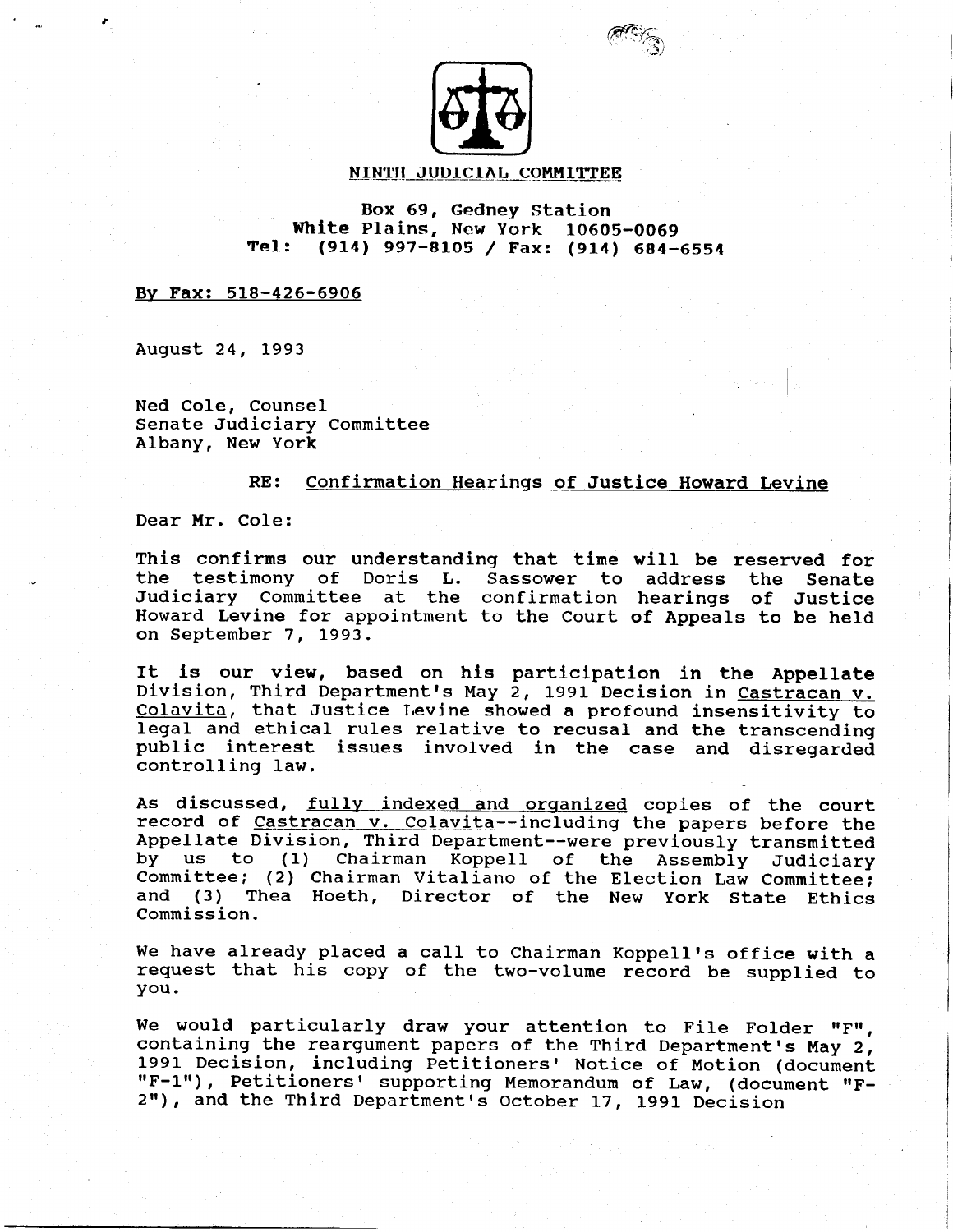**NINTH JUDICIAL COMMITTEE**

Box 69, Gedney Station
White Plains, New York 10605-0069
**Tel: (914) 997-8105 / Fax: (914) 684-6554**

**By Fax: 518-426-6906**

August 24, 1993

Ned Cole, Counsel
Senate Judiciary Committee
Albany, New York

RE: Confirmation Hearings of Justice Howard Levine

Dear Mr. Cole:

This confirms our understanding that time will be reserved for the testimony of Doris L. Sassower to address the Senate Judiciary Committee at the confirmation hearings of Justice Howard Levine for appointment to the Court of Appeals to be held on September 7, 1993.

It is our view, based on his participation in the Appellate Division, Third Department's May 2, 1991 Decision in Castracan v. Colavita, that Justice Levine showed a profound insensitivity to legal and ethical rules relative to recusal and the transcending public interest issues involved in the case and disregarded controlling law.

As discussed, fully indexed and organized copies of the court record of Castracan v. Colavita--including the papers before the Appellate Division, Third Department--were previously transmitted by us to (1) Chairman Koppell of the Assembly Judiciary Committee; (2) Chairman Vitaliano of the Election Law Committee; and (3) Thea Hoeth, Director of the New York State Ethics Commission.

We have already placed a call to Chairman Koppell's office with a request that his copy of the two-volume record be supplied to you.

We would particularly draw your attention to File Folder "F", containing the reargument papers of the Third Department's May 2, 1991 Decision, including Petitioners' Notice of Motion (document "F-1"), Petitioners' supporting Memorandum of Law, (document "F-2"), and the Third Department's October 17, 1991 Decision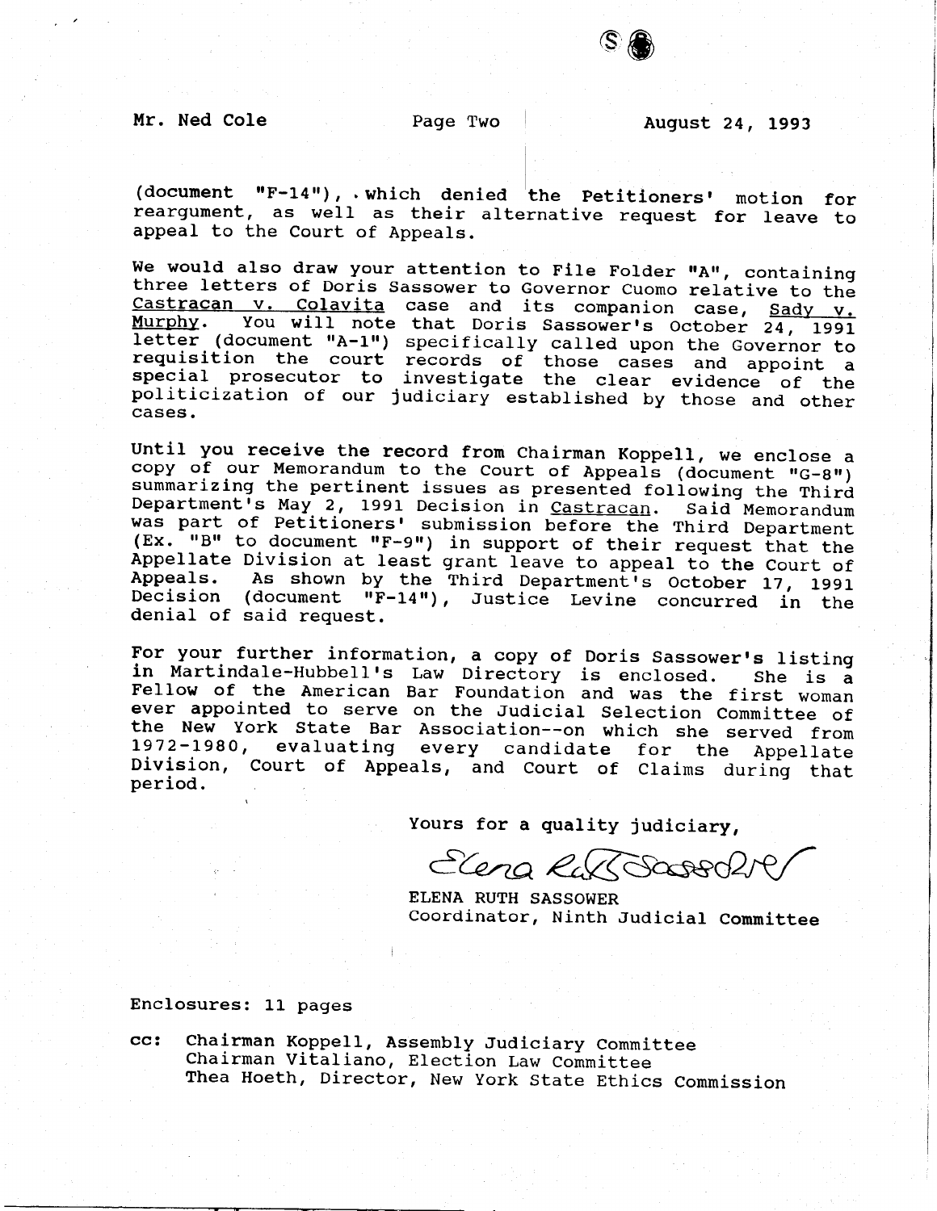Mr. Ned Cole Page Two August 24, 1993

(document "F-14"), which denied the Petitioners' motion for reargument, as well as their alternative request for leave to appeal to the Court of Appeals.

We would also draw your attention to File Folder "A", containing three letters of Doris Sassower to Governor Cuomo relative to the Castracan v. Colavita case and its companion case, Sady v. Murphy. You will note that Doris Sassower's October 24, 1991 letter (document "A-1") specifically called upon the Governor to requisition the court records of those cases and appoint a special prosecutor to investigate the clear evidence of the politicization of our judiciary established by those and other cases.

Until you receive the record from Chairman Koppell, we enclose a copy of our Memorandum to the Court of Appeals (document "G-8") summarizing the pertinent issues as presented following the Third Department's May 2, 1991 Decision in Castracan. Said Memorandum was part of Petitioners' submission before the Third Department (Ex. "B" to document "F-9") in support of their request that the Appellate Division at least grant leave to appeal to the Court of Appeals. As shown by the Third Department's October 17, 1991 Decision (document "F-14"), Justice Levine concurred in the denial of said request.

For your further information, a copy of Doris Sassower's listing in Martindale-Hubbell's Law Directory is enclosed. She is a Fellow of the American Bar Foundation and was the first woman ever appointed to serve on the Judicial Selection Committee of the New York State Bar Association--on which she served from 1972-1980, evaluating every candidate for the Appellate Division, Court of Appeals, and Court of Claims during that period.

Yours for a quality judiciary,

Elena Ruth Sassower

ELENA RUTH SASSOWER
Coordinator, Ninth Judicial Committee

Enclosures: 11 pages

cc: Chairman Koppell, Assembly Judiciary Committee
Chairman Vitaliano, Election Law Committee
Thea Hoeth, Director, New York State Ethics Commission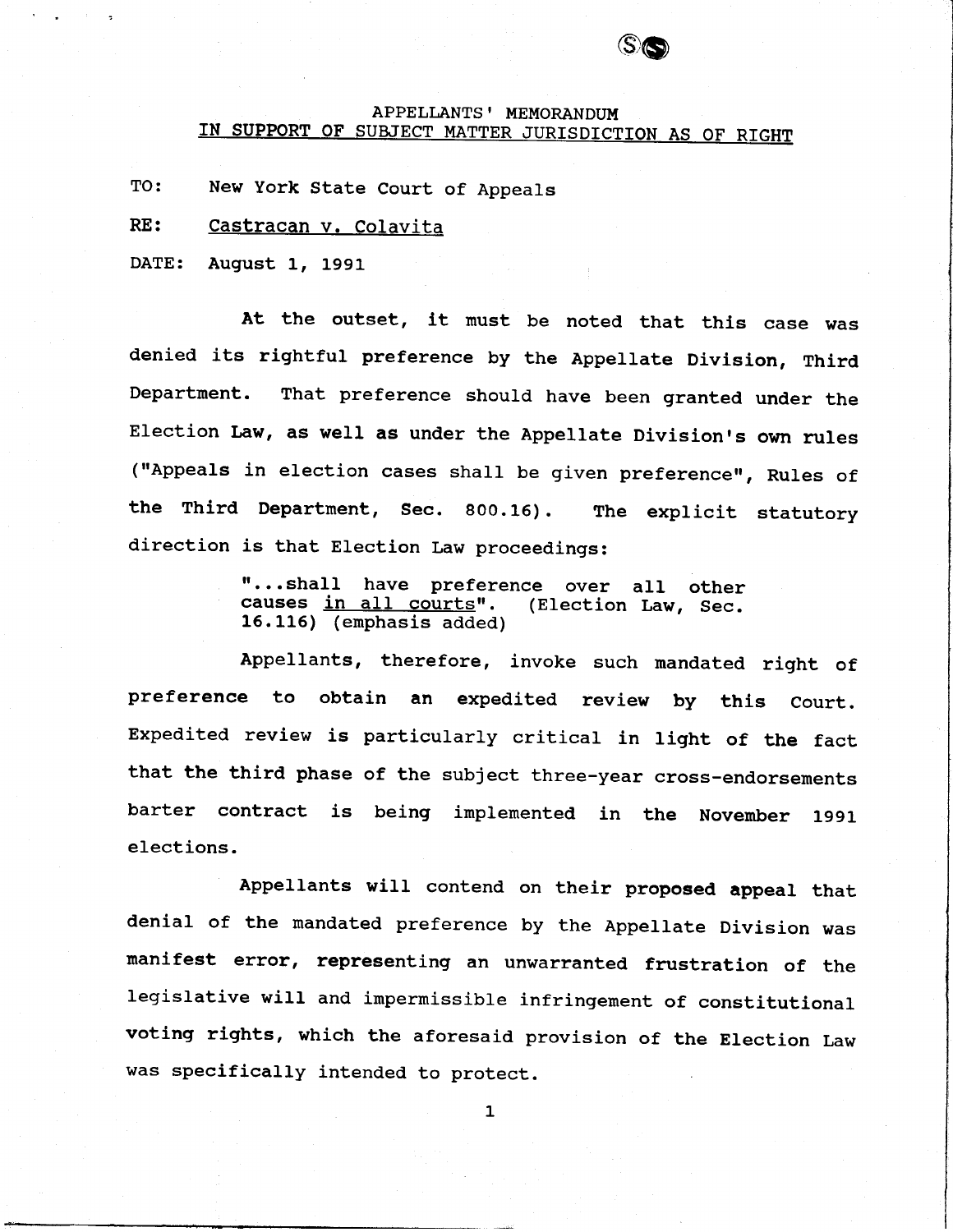## APPELLANTS' MEMORANDUM
## IN SUPPORT OF SUBJECT MATTER JURISDICTION AS OF RIGHT

TO: New York State Court of Appeals

RE: Castracan v. Colavita

DATE: August 1, 1991

At the outset, it must be noted that this case was denied its rightful preference by the Appellate Division, Third Department. That preference should have been granted under the Election Law, as well as under the Appellate Division's own rules ("Appeals in election cases shall be given preference", Rules of the Third Department, Sec. 800.16). The explicit statutory direction is that Election Law proceedings:

> "...shall have preference over all other causes in all courts". (Election Law, Sec. 16.116) (emphasis added)

Appellants, therefore, invoke such mandated right of preference to obtain an expedited review by this Court. Expedited review is particularly critical in light of the fact that the third phase of the subject three-year cross-endorsements barter contract is being implemented in the November 1991 elections.

Appellants will contend on their proposed appeal that denial of the mandated preference by the Appellate Division was manifest error, representing an unwarranted frustration of the legislative will and impermissible infringement of constitutional voting rights, which the aforesaid provision of the Election Law was specifically intended to protect.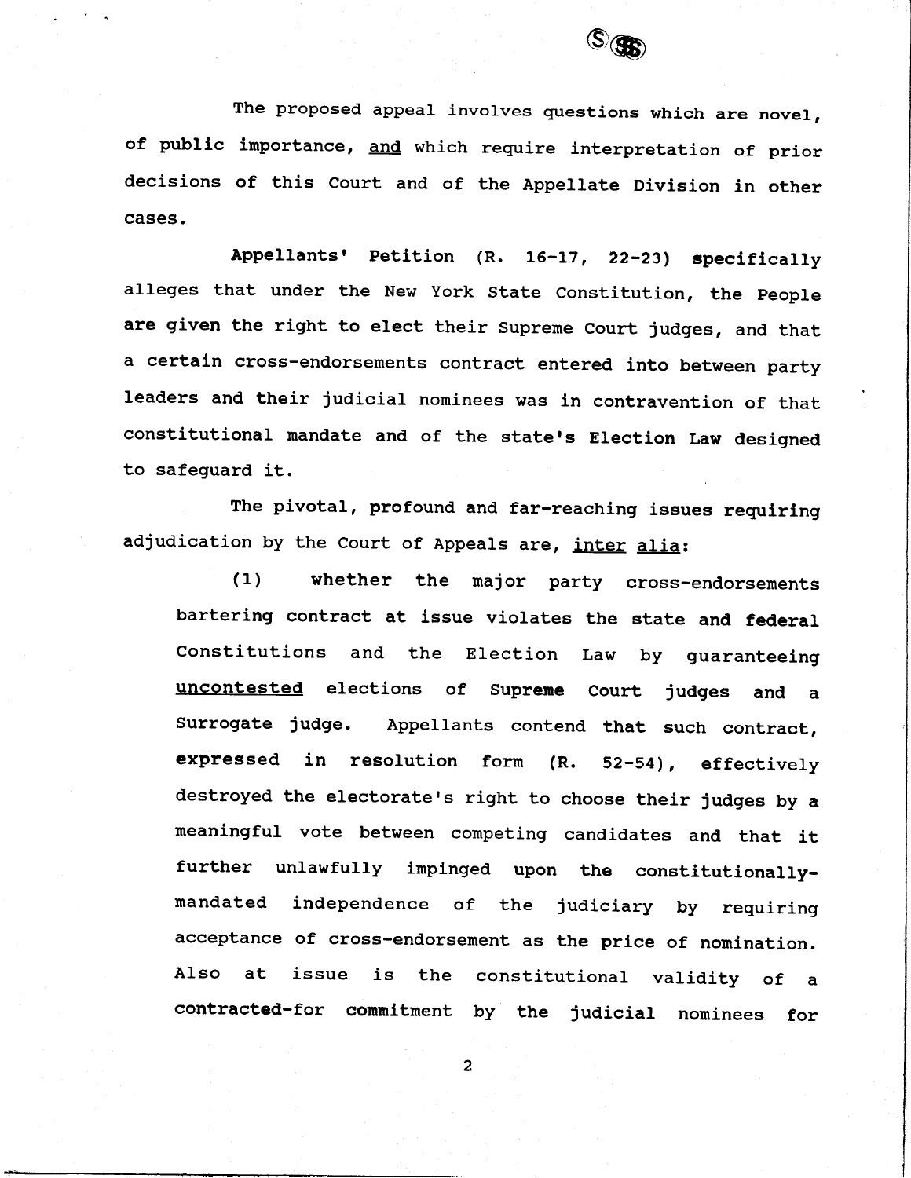The proposed appeal involves questions which are novel, of public importance, <u>and</u> which require interpretation of prior decisions of this Court and of the Appellate Division in other cases.

Appellants' Petition (R. 16-17, 22-23) specifically alleges that under the New York State Constitution, the People are given the right to elect their Supreme Court judges, and that a certain cross-endorsements contract entered into between party leaders and their judicial nominees was in contravention of that constitutional mandate and of the state's Election Law designed to safeguard it.

The pivotal, profound and far-reaching issues requiring adjudication by the Court of Appeals are, <u>inter alia</u>:

> (1) whether the major party cross-endorsements bartering contract at issue violates the state and federal Constitutions and the Election Law by guaranteeing <u>uncontested</u> elections of Supreme Court judges and a Surrogate judge. Appellants contend that such contract, expressed in resolution form (R. 52-54), effectively destroyed the electorate's right to choose their judges by a meaningful vote between competing candidates and that it further unlawfully impinged upon the constitutionally-mandated independence of the judiciary by requiring acceptance of cross-endorsement as the price of nomination. Also at issue is the constitutional validity of a contracted-for commitment by the judicial nominees for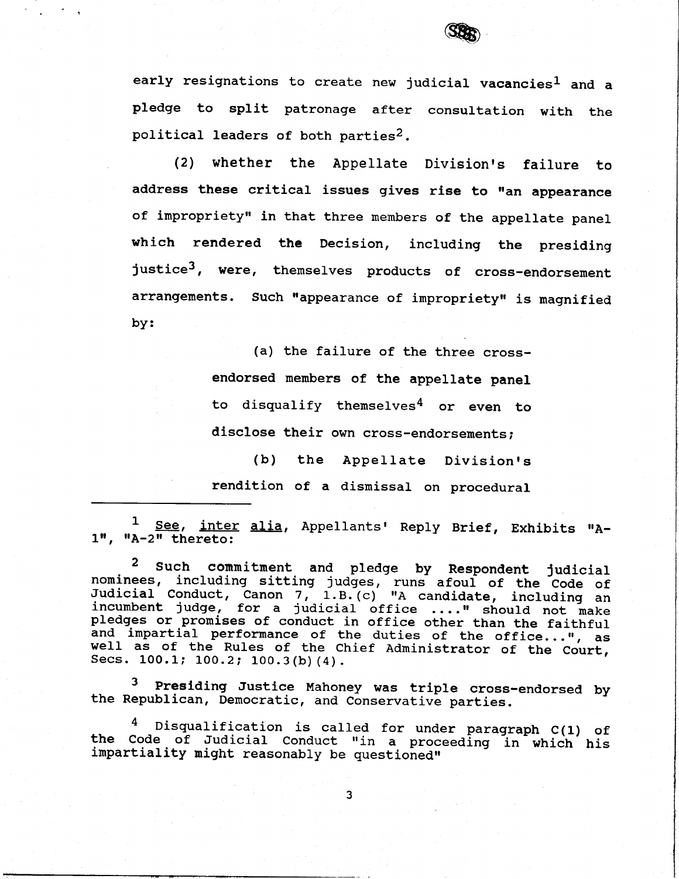early resignations to create new judicial vacancies[1] and a pledge to split patronage after consultation with the political leaders of both parties[2].

(2) whether the Appellate Division's failure to address these critical issues gives rise to "an appearance of impropriety" in that three members of the appellate panel which rendered the Decision, including the presiding justice[3], were, themselves products of cross-endorsement arrangements. Such "appearance of impropriety" is magnified by:

> (a) the failure of the three cross-endorsed members of the appellate panel to disqualify themselves[4] or even to disclose their own cross-endorsements;
>
> (b) the Appellate Division's rendition of a dismissal on procedural

---

[1] See, inter alia, Appellants' Reply Brief, Exhibits "A-1", "A-2" thereto:

[2] Such commitment and pledge by Respondent judicial nominees, including sitting judges, runs afoul of the Code of Judicial Conduct, Canon 7, 1.B.(c) "A candidate, including an incumbent judge, for a judicial office ...." should not make pledges or promises of conduct in office other than the faithful and impartial performance of the duties of the office...", as well as of the Rules of the Chief Administrator of the Court, Secs. 100.1; 100.2; 100.3(b)(4).

[3] Presiding Justice Mahoney was triple cross-endorsed by the Republican, Democratic, and Conservative parties.

[4] Disqualification is called for under paragraph C(1) of the Code of Judicial Conduct "in a proceeding in which his impartiality might reasonably be questioned"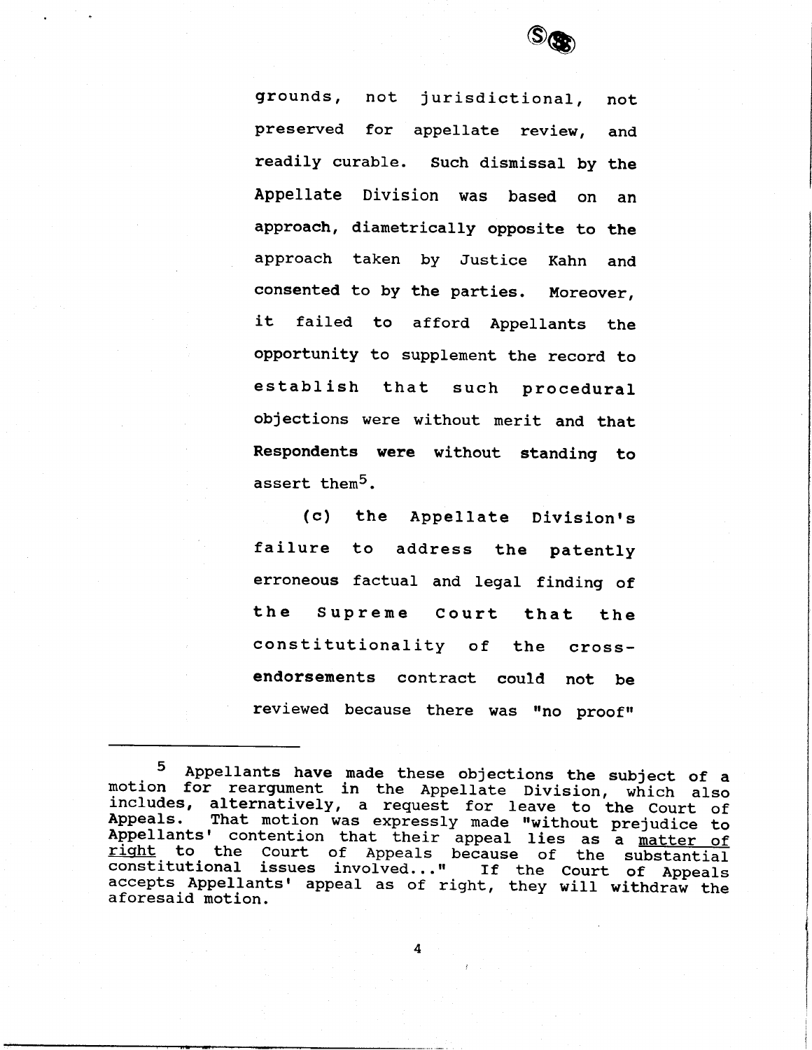grounds, not jurisdictional, not preserved for appellate review, and readily curable. Such dismissal by the Appellate Division was based on an approach, diametrically opposite to the approach taken by Justice Kahn and consented to by the parties. Moreover, it failed to afford Appellants the opportunity to supplement the record to establish that such procedural objections were without merit and that Respondents were without standing to assert them[5].

(c) the Appellate Division's failure to address the patently erroneous factual and legal finding of the Supreme Court that the constitutionality of the cross-endorsements contract could not be reviewed because there was "no proof"

---

[5] Appellants have made these objections the subject of a motion for reargument in the Appellate Division, which also includes, alternatively, a request for leave to the Court of Appeals. That motion was expressly made "without prejudice to Appellants' contention that their appeal lies as a matter of right to the Court of Appeals because of the substantial constitutional issues involved..." If the Court of Appeals accepts Appellants' appeal as of right, they will withdraw the aforesaid motion.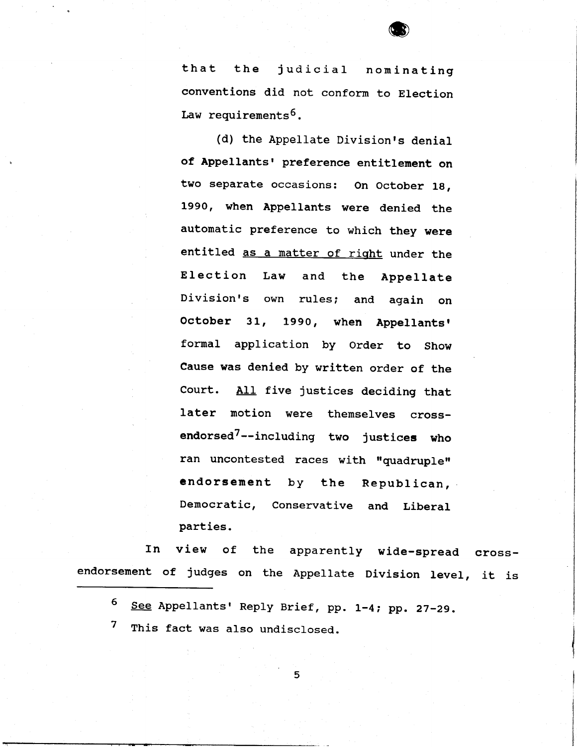that the judicial nominating conventions did not conform to Election Law requirements[6].

(d) the Appellate Division's denial of Appellants' preference entitlement on two separate occasions: On October 18, 1990, when Appellants were denied the automatic preference to which they were entitled <u>as a matter of right</u> under the Election Law and the Appellate Division's own rules; and again on October 31, 1990, when Appellants' formal application by Order to Show Cause was denied by written order of the Court. <u>All</u> five justices deciding that later motion were themselves cross-endorsed[7]--including two justices who ran uncontested races with "quadruple" endorsement by the Republican, Democratic, Conservative and Liberal parties.

In view of the apparently wide-spread cross-endorsement of judges on the Appellate Division level, it is

---

[6] <u>See</u> Appellants' Reply Brief, pp. 1-4; pp. 27-29.

[7] This fact was also undisclosed.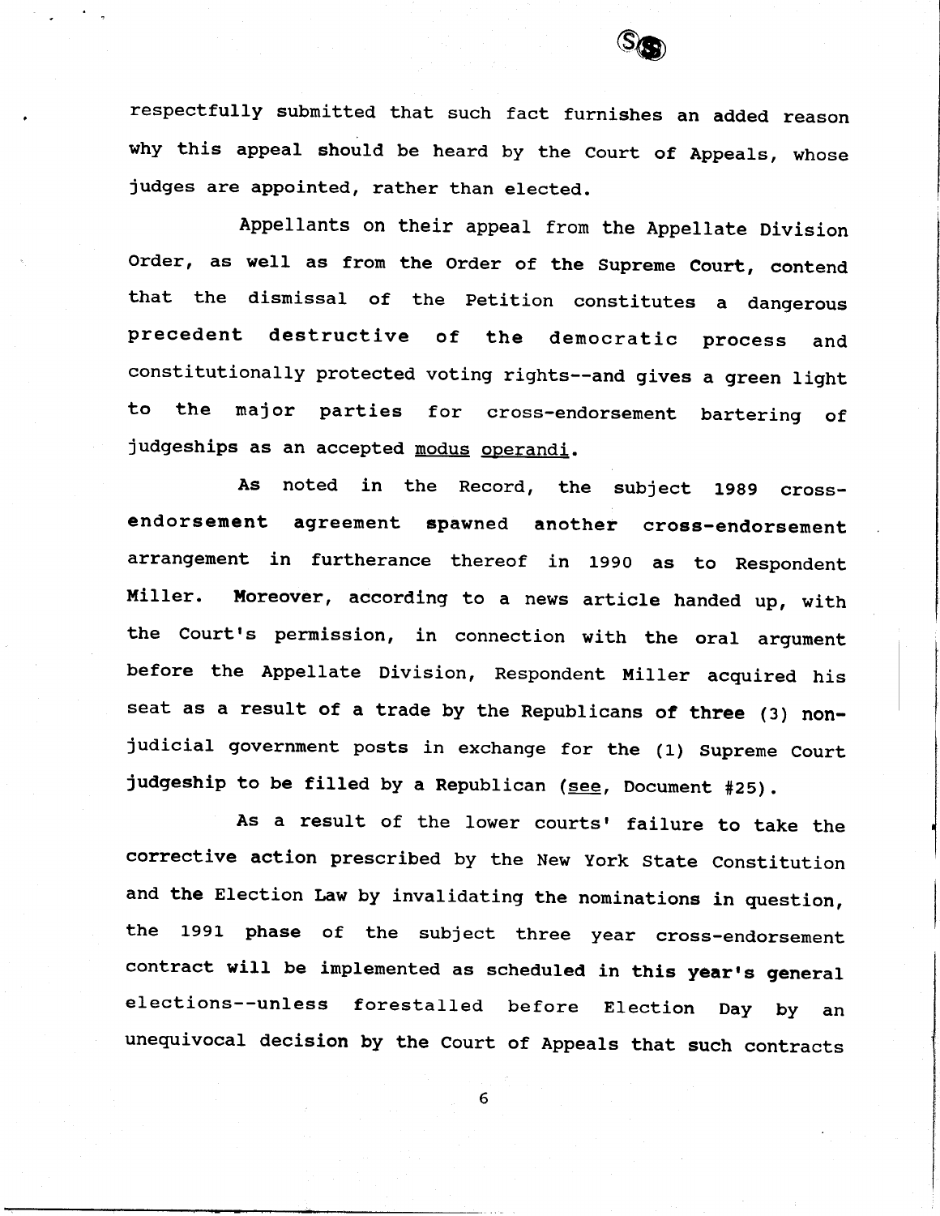respectfully submitted that such fact furnishes an added reason why this appeal should be heard by the Court of Appeals, whose judges are appointed, rather than elected.

Appellants on their appeal from the Appellate Division Order, as well as from the Order of the Supreme Court, contend that the dismissal of the Petition constitutes a dangerous precedent destructive of the democratic process and constitutionally protected voting rights--and gives a green light to the major parties for cross-endorsement bartering of judgeships as an accepted _modus operandi_.

As noted in the Record, the subject 1989 cross-endorsement agreement spawned another cross-endorsement arrangement in furtherance thereof in 1990 as to Respondent Miller. Moreover, according to a news article handed up, with the Court's permission, in connection with the oral argument before the Appellate Division, Respondent Miller acquired his seat as a result of a trade by the Republicans of three (3) non-judicial government posts in exchange for the (1) Supreme Court judgeship to be filled by a Republican (_see_, Document #25).

As a result of the lower courts' failure to take the corrective action prescribed by the New York State Constitution and the Election Law by invalidating the nominations in question, the 1991 phase of the subject three year cross-endorsement contract will be implemented as scheduled in this year's general elections--unless forestalled before Election Day by an unequivocal decision by the Court of Appeals that such contracts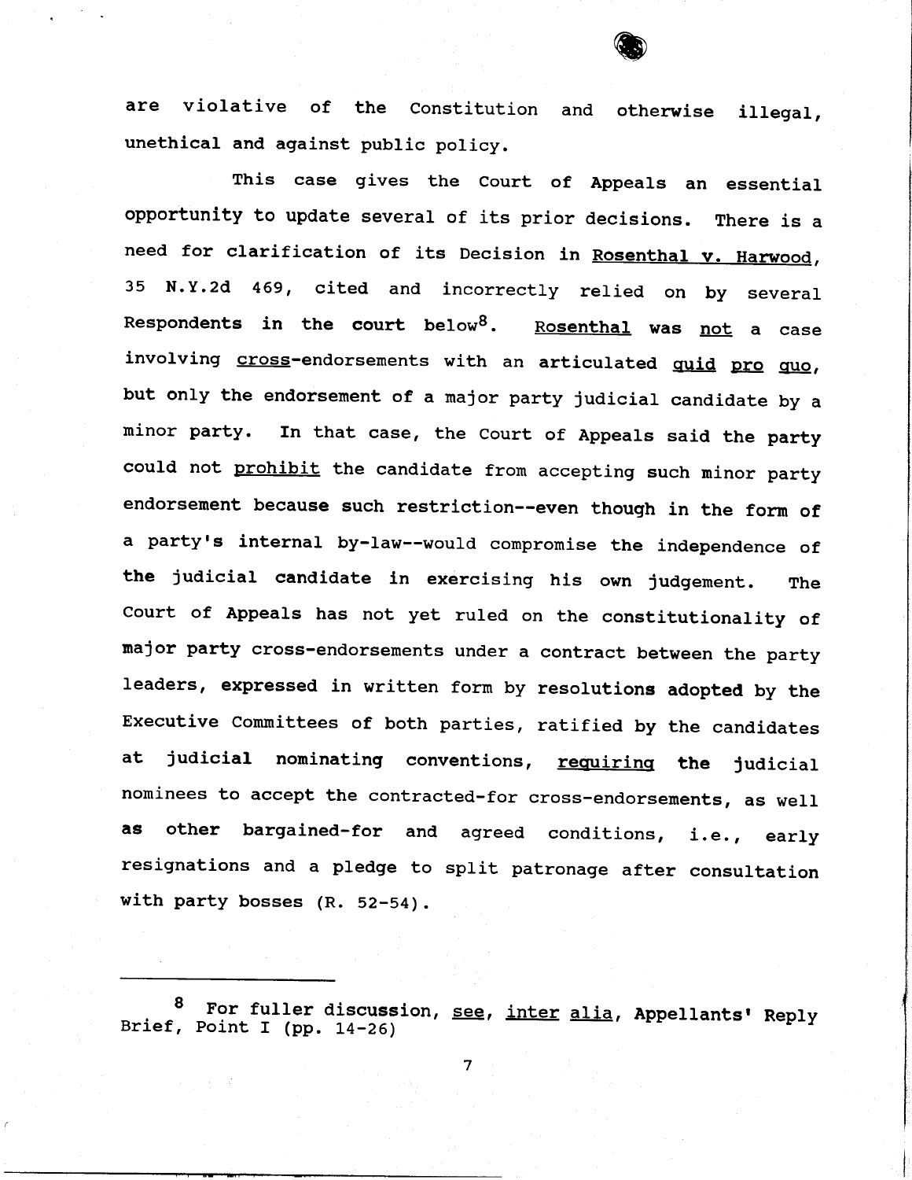are violative of the Constitution and otherwise illegal, unethical and against public policy.

This case gives the Court of Appeals an essential opportunity to update several of its prior decisions. There is a need for clarification of its Decision in Rosenthal v. Harwood, 35 N.Y.2d 469, cited and incorrectly relied on by several Respondents in the court below[8]. Rosenthal was not a case involving cross-endorsements with an articulated quid pro quo, but only the endorsement of a major party judicial candidate by a minor party. In that case, the Court of Appeals said the party could not prohibit the candidate from accepting such minor party endorsement because such restriction--even though in the form of a party's internal by-law--would compromise the independence of the judicial candidate in exercising his own judgement. The Court of Appeals has not yet ruled on the constitutionality of major party cross-endorsements under a contract between the party leaders, expressed in written form by resolutions adopted by the Executive Committees of both parties, ratified by the candidates at judicial nominating conventions, requiring the judicial nominees to accept the contracted-for cross-endorsements, as well as other bargained-for and agreed conditions, i.e., early resignations and a pledge to split patronage after consultation with party bosses (R. 52-54).

---

[8] For fuller discussion, see, inter alia, Appellants' Reply Brief, Point I (pp. 14-26)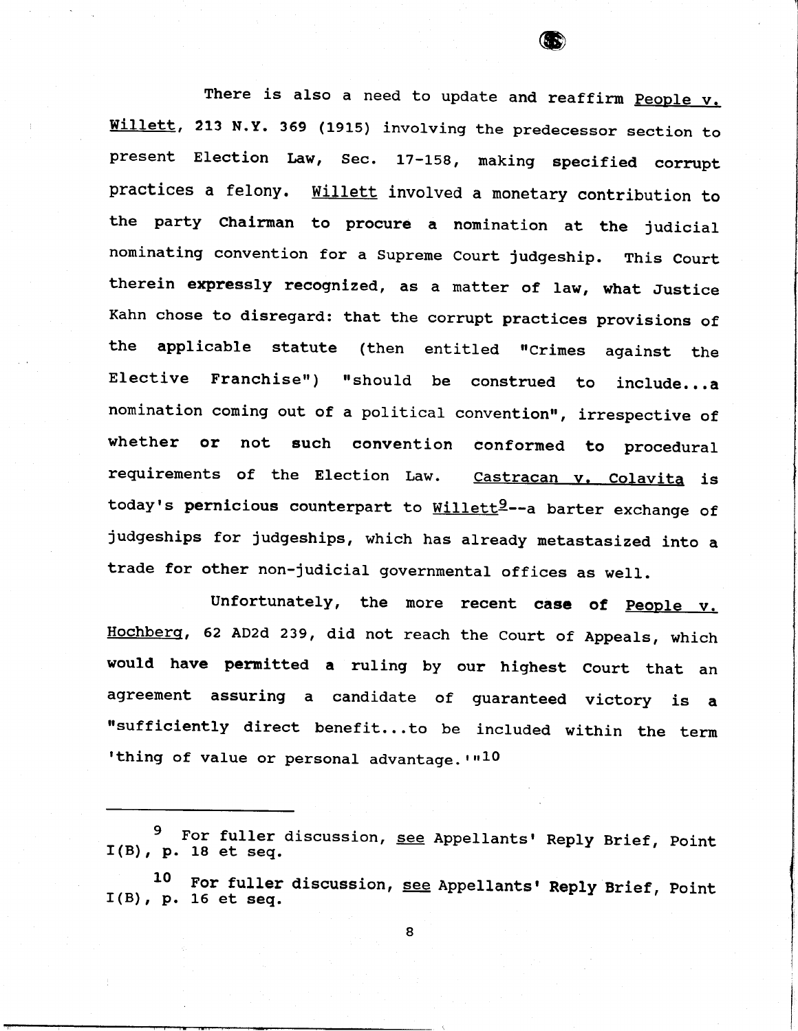There is also a need to update and reaffirm People v. Willett, 213 N.Y. 369 (1915) involving the predecessor section to present Election Law, Sec. 17-158, making specified corrupt practices a felony. Willett involved a monetary contribution to the party Chairman to procure a nomination at the judicial nominating convention for a Supreme Court judgeship. This Court therein expressly recognized, as a matter of law, what Justice Kahn chose to disregard: that the corrupt practices provisions of the applicable statute (then entitled "Crimes against the Elective Franchise") "should be construed to include...a nomination coming out of a political convention", irrespective of whether or not such convention conformed to procedural requirements of the Election Law. Castracan v. Colavita is today's pernicious counterpart to Willett[9]--a barter exchange of judgeships for judgeships, which has already metastasized into a trade for other non-judicial governmental offices as well.

Unfortunately, the more recent case of People v. Hochberg, 62 AD2d 239, did not reach the Court of Appeals, which would have permitted a ruling by our highest Court that an agreement assuring a candidate of guaranteed victory is a "sufficiently direct benefit...to be included within the term 'thing of value or personal advantage.'"[10]

---

[9] For fuller discussion, see Appellants' Reply Brief, Point I(B), p. 18 et seq.

[10] For fuller discussion, see Appellants' Reply Brief, Point I(B), p. 16 et seq.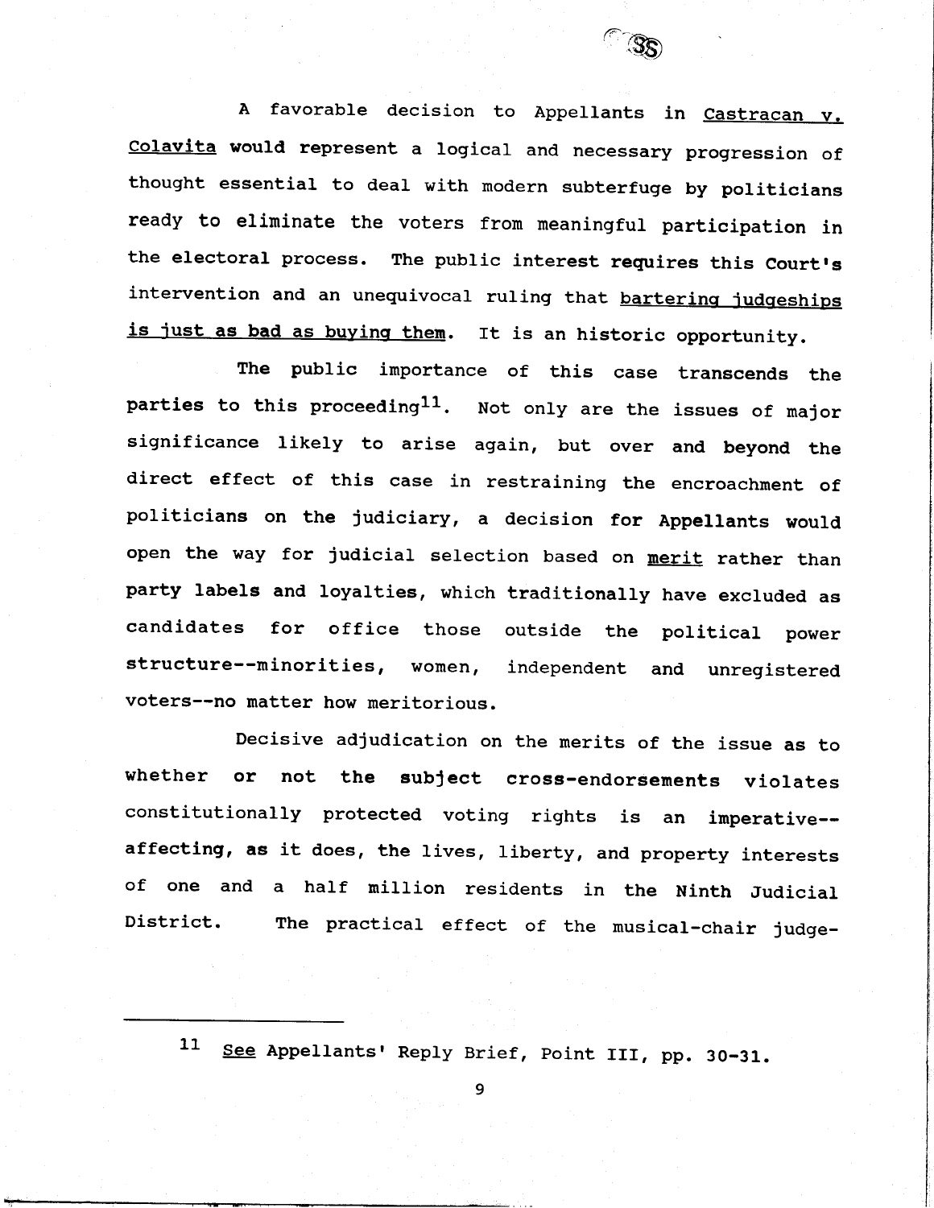A favorable decision to Appellants in Castracan v. Colavita would represent a logical and necessary progression of thought essential to deal with modern subterfuge by politicians ready to eliminate the voters from meaningful participation in the electoral process. The public interest requires this Court's intervention and an unequivocal ruling that bartering judgeships is just as bad as buying them. It is an historic opportunity.

The public importance of this case transcends the parties to this proceeding[11]. Not only are the issues of major significance likely to arise again, but over and beyond the direct effect of this case in restraining the encroachment of politicians on the judiciary, a decision for Appellants would open the way for judicial selection based on merit rather than party labels and loyalties, which traditionally have excluded as candidates for office those outside the political power structure--minorities, women, independent and unregistered voters--no matter how meritorious.

Decisive adjudication on the merits of the issue as to whether or not the subject cross-endorsements violates constitutionally protected voting rights is an imperative--affecting, as it does, the lives, liberty, and property interests of one and a half million residents in the Ninth Judicial District. The practical effect of the musical-chair judge-

---

[11] See Appellants' Reply Brief, Point III, pp. 30-31.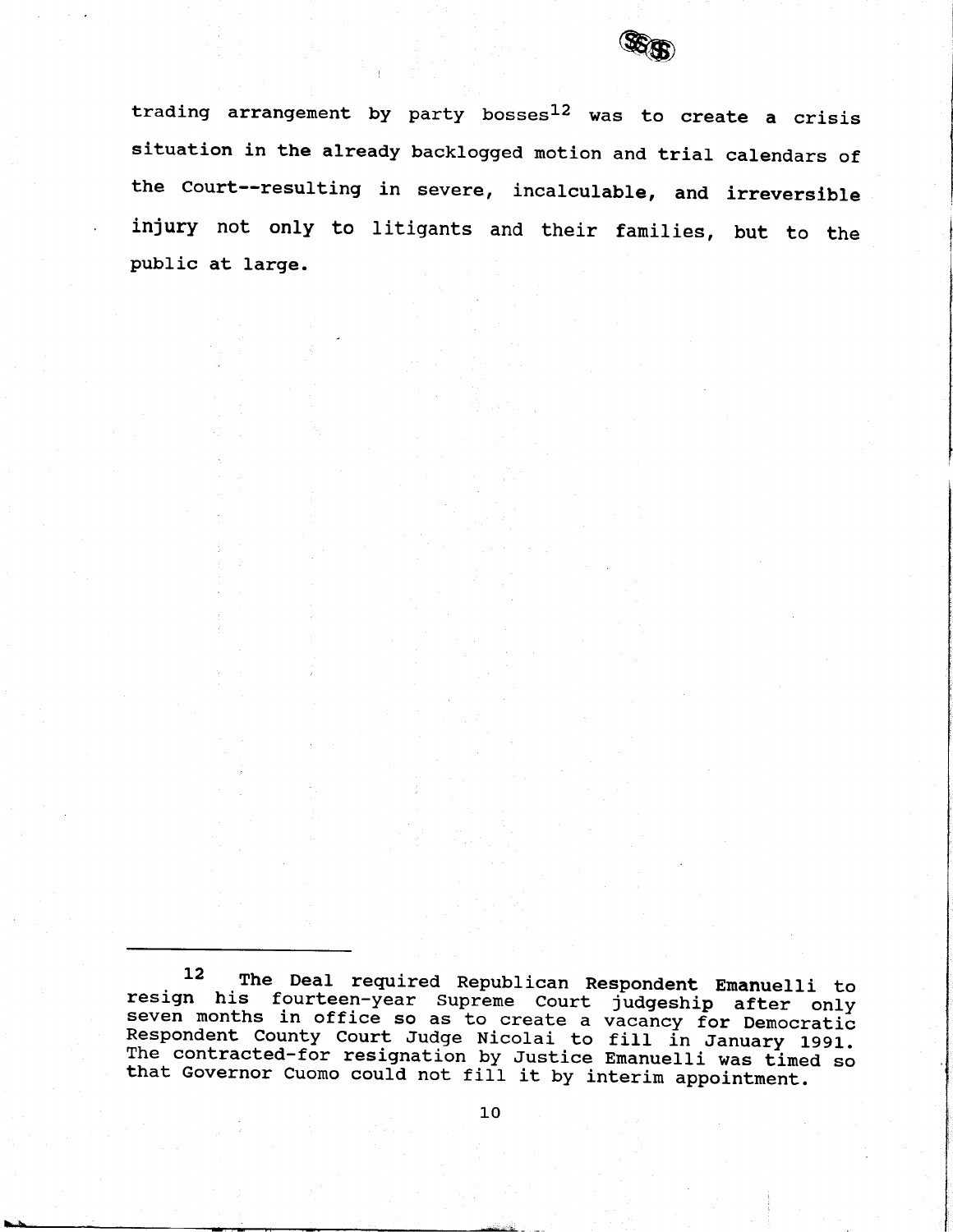trading arrangement by party bosses[12] was to create a crisis situation in the already backlogged motion and trial calendars of the Court--resulting in severe, incalculable, and irreversible injury not only to litigants and their families, but to the public at large.

---

[12] The Deal required Republican Respondent Emanuelli to resign his fourteen-year Supreme Court judgeship after only seven months in office so as to create a vacancy for Democratic Respondent County Court Judge Nicolai to fill in January 1991. The contracted-for resignation by Justice Emanuelli was timed so that Governor Cuomo could not fill it by interim appointment.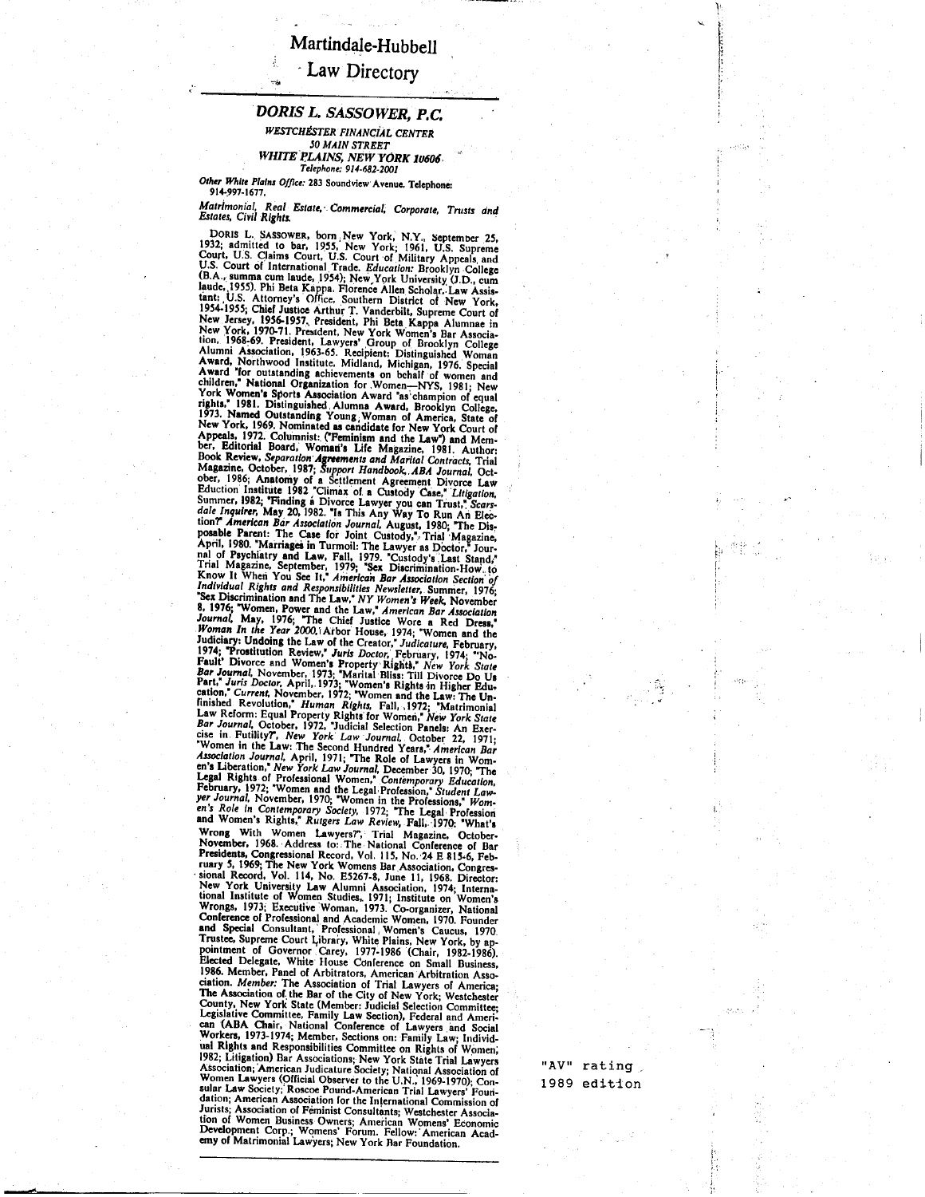# Martindale-Hubbell

## Law Directory

### *DORIS L. SASSOWER, P.C.*

*WESTCHESTER FINANCIAL CENTER*
*50 MAIN STREET*
*WHITE PLAINS, NEW YORK 10606*
*Telephone: 914-682-2001*

*Other White Plains Office:* 283 Soundview Avenue. Telephone: 914-997-1677.

*Matrimonial, Real Estate, Commercial, Corporate, Trusts and Estates, Civil Rights.*

DORIS L. SASSOWER, born New York, N.Y., September 25, 1932; admitted to bar, 1955, New York; 1961, U.S. Supreme Court, U.S. Claims Court, U.S. Court of Military Appeals and U.S. Court of International Trade. *Education:* Brooklyn College (B.A., summa cum laude, 1954); New York University (J.D., cum laude, 1955). Phi Beta Kappa. Florence Allen Scholar. Law Assistant: U.S. Attorney's Office, Southern District of New York, 1954-1955; Chief Justice Arthur T. Vanderbilt, Supreme Court of New Jersey, 1956-1957. President, Phi Beta Kappa Alumnae in New York, 1970-71. President, New York Women's Bar Association, 1968-69. President, Lawyers' Group of Brooklyn College Alumni Association, 1963-65. Recipient: Distinguished Woman Award, Northwood Institute, Midland, Michigan, 1976. Special Award "for outstanding achievements on behalf of women and children," National Organization for Women—NYS, 1981; New York Women's Sports Association Award "as champion of equal rights," 1981. Distinguished Alumna Award, Brooklyn College, 1973. Named Outstanding Young Woman of America, State of New York, 1969. Nominated as candidate for New York Court of Appeals, 1972. Columnist: ("Feminism and the Law") and Member, Editorial Board, Woman's Life Magazine, 1981. Author: Book Review, *Separation Agreements and Marital Contracts,* Trial Magazine, October, 1987; *Support Handbook, ABA Journal,* October, 1986; Anatomy of a Settlement Agreement Divorce Law Eduction Institute 1982 "Climax of a Custody Case," *Litigation,* Summer, 1982; "Finding a Divorce Lawyer you can Trust," *Scarsdale Inquirer,* May 20, 1982. "Is This Any Way To Run An Election?" *American Bar Association Journal,* August, 1980; "The Disposable Parent: The Case for Joint Custody," Trial Magazine, April, 1980. "Marriages in Turmoil: The Lawyer as Doctor," Journal of Psychiatry and Law, Fall, 1979. "Custody's Last Stand," Trial Magazine, September, 1979; "Sex Discrimination-How to Know It When You See It," *American Bar Association Section of Individual Rights and Responsibilities Newsletter,* Summer, 1976; "Sex Discrimination and The Law," *NY Women's Week,* November 8, 1976; "Women, Power and the Law," *American Bar Association Journal,* May, 1976; "The Chief Justice Wore a Red Dress," *Woman In the Year 2000,* Arbor House, 1974; "Women and the Judiciary: Undoing the Law of the Creator," *Judicature,* February, 1974; "Prostitution Review," *Juris Doctor,* February, 1974; "No-Fault' Divorce and Women's Property Rights," *New York State Bar Journal,* November, 1973; "Marital Bliss: Till Divorce Do Us Part," *Juris Doctor,* April, 1973; "Women's Rights in Higher Education," *Current,* November, 1972; "Women and the Law: The Unfinished Revolution," *Human Rights,* Fall, 1972; "Matrimonial Law Reform: Equal Property Rights for Women," *New York State Bar Journal,* October, 1972; "Judicial Selection Panels: An Exercise in Futility?", *New York Law Journal,* October 22, 1971; "Women in the Law: The Second Hundred Years," *American Bar Association Journal,* April, 1971; "The Role of Lawyers in Women's Liberation," *New York Law Journal,* December 30, 1970; "The Legal Rights of Professional Women," *Contemporary Education,* February, 1972; "Women and the Legal Profession," *Student Lawyer Journal,* November, 1970; "Women in the Professions," *Women's Role in Contemporary Society,* 1972; "The Legal Profession and Women's Rights," *Rutgers Law Review,* Fall, 1970; "What's Wrong With Women Lawyers?", Trial Magazine, October-November, 1968. Address to: The National Conference of Bar Presidents, Congressional Record, Vol. 115, No. 24 E 815-6, February 5, 1969; The New York Womens Bar Association, Congressional Record, Vol. 114, No. E5267-8, June 11, 1968. Director: New York University Law Alumni Association, 1974; International Institute of Women Studies, 1971; Institute on Women's Wrongs, 1973; Executive Woman, 1973. Co-organizer, National Conference of Professional and Academic Women, 1970. Founder and Special Consultant, Professional Women's Caucus, 1970. Trustee, Supreme Court Library, White Plains, New York, by appointment of Governor Carey, 1977-1986 (Chair, 1982-1986). Elected Delegate, White House Conference on Small Business, 1986. Member, Panel of Arbitrators, American Arbitration Association. *Member:* The Association of Trial Lawyers of America; The Association of the Bar of the City of New York; Westchester County, New York State (Member: Judicial Selection Committee; Legislative Committee, Family Law Section), Federal and American (ABA Chair, National Conference of Lawyers and Social Workers, 1973-1974; Member, Sections on: Family Law; Individual Rights and Responsibilities Committee on Rights of Women, 1982; Litigation) Bar Associations; New York State Trial Lawyers Association; American Judicature Society; National Association of Women Lawyers (Official Observer to the U.N., 1969-1970); Consular Law Society; Roscoe Pound-American Trial Lawyers' Foundation; American Association for the International Commission of Jurists; Association of Feminist Consultants; Westchester Association of Women Business Owners; American Womens' Economic Development Corp.; Womens' Forum. Fellow: American Academy of Matrimonial Lawyers; New York Bar Foundation.

"AV" rating
1989 edition